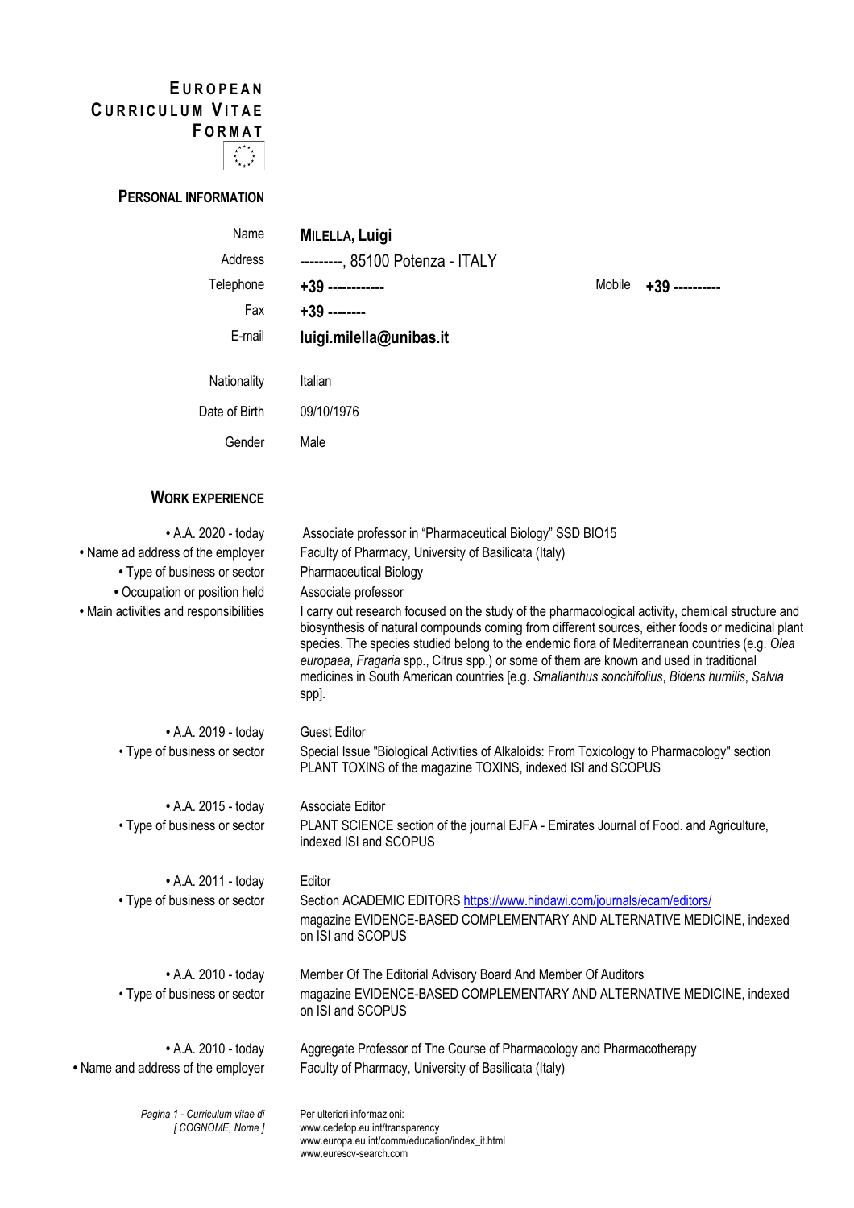# European Curriculum Vitae Format

## Personal Information

| | |
|---|---|
| Name | **MILELLA, Luigi** |
| Address | ---------, 85100 Potenza - ITALY |
| Telephone | **+39 ------------** Mobile **+39 ----------** |
| Fax | **+39 --------** |
| E-mail | **luigi.milella@unibas.it** |
| Nationality | Italian |
| Date of Birth | 09/10/1976 |
| Gender | Male |

## Work Experience

| | |
|---|---|
| • A.A. 2020 - today | Associate professor in "Pharmaceutical Biology" SSD BIO15 |
| • Name ad address of the employer | Faculty of Pharmacy, University of Basilicata (Italy) |
| • Type of business or sector | Pharmaceutical Biology |
| • Occupation or position held | Associate professor |
| • Main activities and responsibilities | I carry out research focused on the study of the pharmacological activity, chemical structure and biosynthesis of natural compounds coming from different sources, either foods or medicinal plant species. The species studied belong to the endemic flora of Mediterranean countries (e.g. *Olea europaea*, *Fragaria* spp., Citrus spp.) or some of them are known and used in traditional medicines in South American countries [e.g. *Smallanthus sonchifolius*, *Bidens humilis*, *Salvia* spp]. |

| | |
|---|---|
| • A.A. 2019 - today | Guest Editor |
| • Type of business or sector | Special Issue "Biological Activities of Alkaloids: From Toxicology to Pharmacology" section PLANT TOXINS of the magazine TOXINS, indexed ISI and SCOPUS |

| | |
|---|---|
| • A.A. 2015 - today | Associate Editor |
| • Type of business or sector | PLANT SCIENCE section of the journal EJFA - Emirates Journal of Food. and Agriculture, indexed ISI and SCOPUS |

| | |
|---|---|
| • A.A. 2011 - today | Editor |
| • Type of business or sector | Section ACADEMIC EDITORS https://www.hindawi.com/journals/ecam/editors/ magazine EVIDENCE-BASED COMPLEMENTARY AND ALTERNATIVE MEDICINE, indexed on ISI and SCOPUS |

| | |
|---|---|
| • A.A. 2010 - today | Member Of The Editorial Advisory Board And Member Of Auditors |
| • Type of business or sector | magazine EVIDENCE-BASED COMPLEMENTARY AND ALTERNATIVE MEDICINE, indexed on ISI and SCOPUS |

| | |
|---|---|
| • A.A. 2010 - today | Aggregate Professor of The Course of Pharmacology and Pharmacotherapy |
| • Name and address of the employer | Faculty of Pharmacy, University of Basilicata (Italy) |

Per ulteriori informazioni:
www.cedefop.eu.int/transparency
www.europa.eu.int/comm/education/index_it.html
www.eurescv-search.com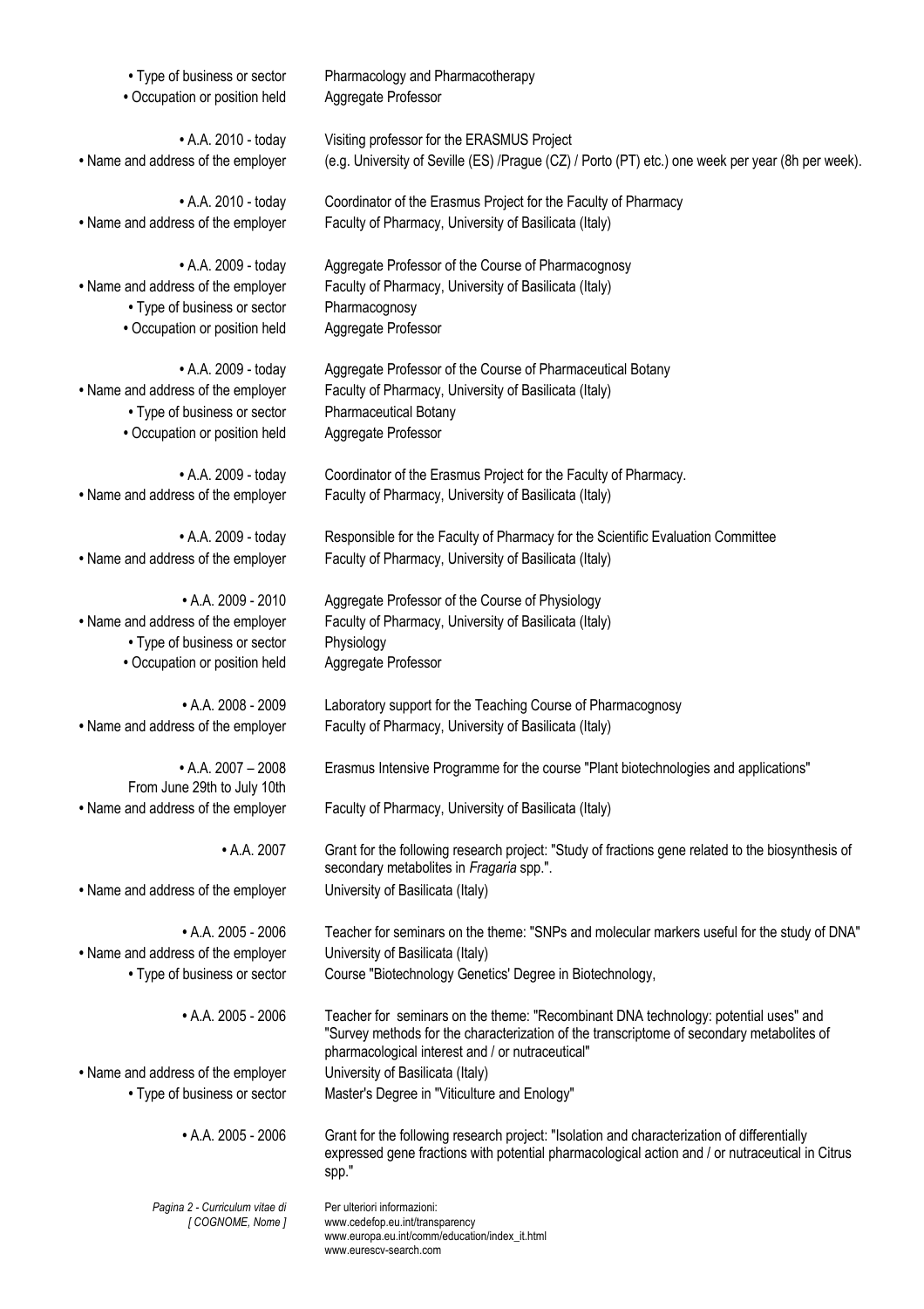| | |
|---|---|
| • Type of business or sector | Pharmacology and Pharmacotherapy |
| • Occupation or position held | Aggregate Professor |
| | |
| • A.A. 2010 - today | Visiting professor for the ERASMUS Project |
| • Name and address of the employer | (e.g. University of Seville (ES) /Prague (CZ) / Porto (PT) etc.) one week per year (8h per week). |
| | |
| • A.A. 2010 - today | Coordinator of the Erasmus Project for the Faculty of Pharmacy |
| • Name and address of the employer | Faculty of Pharmacy, University of Basilicata (Italy) |
| | |
| • A.A. 2009 - today | Aggregate Professor of the Course of Pharmacognosy |
| • Name and address of the employer | Faculty of Pharmacy, University of Basilicata (Italy) |
| • Type of business or sector | Pharmacognosy |
| • Occupation or position held | Aggregate Professor |
| | |
| • A.A. 2009 - today | Aggregate Professor of the Course of Pharmaceutical Botany |
| • Name and address of the employer | Faculty of Pharmacy, University of Basilicata (Italy) |
| • Type of business or sector | Pharmaceutical Botany |
| • Occupation or position held | Aggregate Professor |
| | |
| • A.A. 2009 - today | Coordinator of the Erasmus Project for the Faculty of Pharmacy. |
| • Name and address of the employer | Faculty of Pharmacy, University of Basilicata (Italy) |
| | |
| • A.A. 2009 - today | Responsible for the Faculty of Pharmacy for the Scientific Evaluation Committee |
| • Name and address of the employer | Faculty of Pharmacy, University of Basilicata (Italy) |
| | |
| • A.A. 2009 - 2010 | Aggregate Professor of the Course of Physiology |
| • Name and address of the employer | Faculty of Pharmacy, University of Basilicata (Italy) |
| • Type of business or sector | Physiology |
| • Occupation or position held | Aggregate Professor |
| | |
| • A.A. 2008 - 2009 | Laboratory support for the Teaching Course of Pharmacognosy |
| • Name and address of the employer | Faculty of Pharmacy, University of Basilicata (Italy) |
| | |
| • A.A. 2007 – 2008 From June 29th to July 10th | Erasmus Intensive Programme for the course "Plant biotechnologies and applications" |
| • Name and address of the employer | Faculty of Pharmacy, University of Basilicata (Italy) |
| | |
| • A.A. 2007 | Grant for the following research project: "Study of fractions gene related to the biosynthesis of secondary metabolites in *Fragaria* spp.". |
| • Name and address of the employer | University of Basilicata (Italy) |
| | |
| • A.A. 2005 - 2006 | Teacher for seminars on the theme: "SNPs and molecular markers useful for the study of DNA" |
| • Name and address of the employer | University of Basilicata (Italy) |
| • Type of business or sector | Course "Biotechnology Genetics' Degree in Biotechnology, |
| | |
| • A.A. 2005 - 2006 | Teacher for seminars on the theme: "Recombinant DNA technology: potential uses" and "Survey methods for the characterization of the transcriptome of secondary metabolites of pharmacological interest and / or nutraceutical" |
| • Name and address of the employer | University of Basilicata (Italy) |
| • Type of business or sector | Master's Degree in "Viticulture and Enology" |
| | |
| • A.A. 2005 - 2006 | Grant for the following research project: "Isolation and characterization of differentially expressed gene fractions with potential pharmacological action and / or nutraceutical in Citrus spp." |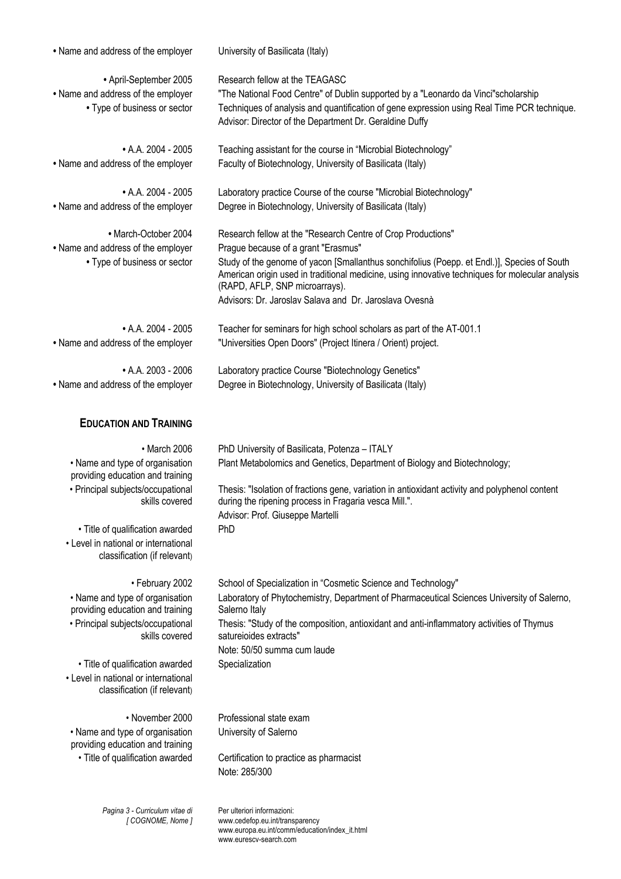| | |
|---|---|
| • Name and address of the employer | University of Basilicata (Italy) |
| • April-September 2005 | Research fellow at the TEAGASC |
| • Name and address of the employer | "The National Food Centre" of Dublin supported by a "Leonardo da Vinci"scholarship |
| • Type of business or sector | Techniques of analysis and quantification of gene expression using Real Time PCR technique. Advisor: Director of the Department Dr. Geraldine Duffy |
| • A.A. 2004 - 2005 | Teaching assistant for the course in "Microbial Biotechnology" |
| • Name and address of the employer | Faculty of Biotechnology, University of Basilicata (Italy) |
| • A.A. 2004 - 2005 | Laboratory practice Course of the course "Microbial Biotechnology" |
| • Name and address of the employer | Degree in Biotechnology, University of Basilicata (Italy) |
| • March-October 2004 | Research fellow at the "Research Centre of Crop Productions" |
| • Name and address of the employer | Prague because of a grant "Erasmus" |
| • Type of business or sector | Study of the genome of yacon [Smallanthus sonchifolius (Poepp. et Endl.)], Species of South American origin used in traditional medicine, using innovative techniques for molecular analysis (RAPD, AFLP, SNP microarrays).<br>Advisors: Dr. Jaroslav Salava and Dr. Jaroslava Ovesnà |
| • A.A. 2004 - 2005 | Teacher for seminars for high school scholars as part of the AT-001.1 |
| • Name and address of the employer | "Universities Open Doors" (Project Itinera / Orient) project. |
| • A.A. 2003 - 2006 | Laboratory practice Course "Biotechnology Genetics" |
| • Name and address of the employer | Degree in Biotechnology, University of Basilicata (Italy) |

## EDUCATION AND TRAINING

| | |
|---|---|
| • March 2006 | PhD University of Basilicata, Potenza – ITALY |
| • Name and type of organisation providing education and training | Plant Metabolomics and Genetics, Department of Biology and Biotechnology; |
| • Principal subjects/occupational skills covered | Thesis: "Isolation of fractions gene, variation in antioxidant activity and polyphenol content during the ripening process in Fragaria vesca Mill.".<br>Advisor: Prof. Giuseppe Martelli |
| • Title of qualification awarded | PhD |
| • Level in national or international classification (if relevant) | |
| • February 2002 | School of Specialization in "Cosmetic Science and Technology" |
| • Name and type of organisation providing education and training | Laboratory of Phytochemistry, Department of Pharmaceutical Sciences University of Salerno, Salerno Italy |
| • Principal subjects/occupational skills covered | Thesis: "Study of the composition, antioxidant and anti-inflammatory activities of Thymus satureioides extracts"<br>Note: 50/50 summa cum laude |
| • Title of qualification awarded | Specialization |
| • Level in national or international classification (if relevant) | |
| • November 2000 | Professional state exam |
| • Name and type of organisation providing education and training | University of Salerno |
| • Title of qualification awarded | Certification to practice as pharmacist<br>Note: 285/300 |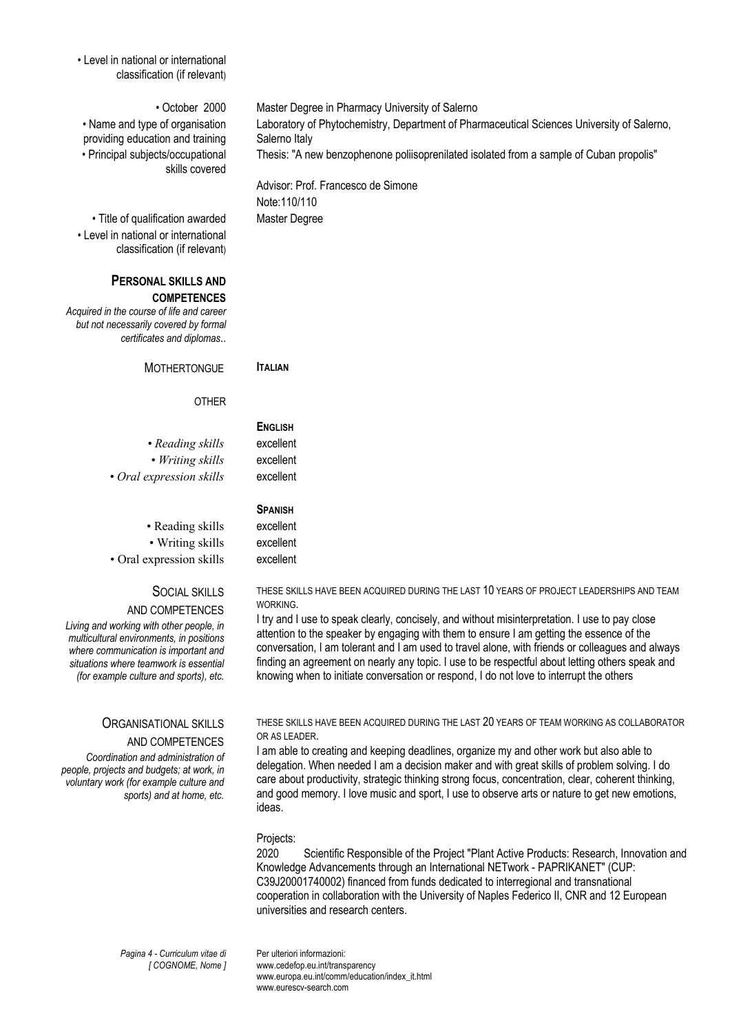• Level in national or international classification (if relevant)

| | |
|---|---|
| • October 2000 | Master Degree in Pharmacy University of Salerno |
| • Name and type of organisation providing education and training | Laboratory of Phytochemistry, Department of Pharmaceutical Sciences University of Salerno, Salerno Italy |
| • Principal subjects/occupational skills covered | Thesis: "A new benzophenone poliisoprenilated isolated from a sample of Cuban propolis"<br><br>Advisor: Prof. Francesco de Simone<br>Note:110/110 |
| • Title of qualification awarded | Master Degree |
| • Level in national or international classification (if relevant) | |

## PERSONAL SKILLS AND COMPETENCES

*Acquired in the course of life and career but not necessarily covered by formal certificates and diplomas..*

**MOTHERTONGUE** — **ITALIAN**

**OTHER**

**ENGLISH**

| | |
|---|---|
| • *Reading skills* | excellent |
| • *Writing skills* | excellent |
| • *Oral expression skills* | excellent |

**SPANISH**

| | |
|---|---|
| • Reading skills | excellent |
| • Writing skills | excellent |
| • Oral expression skills | excellent |

### SOCIAL SKILLS AND COMPETENCES

*Living and working with other people, in multicultural environments, in positions where communication is important and situations where teamwork is essential (for example culture and sports), etc.*

THESE SKILLS HAVE BEEN ACQUIRED DURING THE LAST 10 YEARS OF PROJECT LEADERSHIPS AND TEAM WORKING.

I try and I use to speak clearly, concisely, and without misinterpretation. I use to pay close attention to the speaker by engaging with them to ensure I am getting the essence of the conversation, I am tolerant and I am used to travel alone, with friends or colleagues and always finding an agreement on nearly any topic. I use to be respectful about letting others speak and knowing when to initiate conversation or respond, I do not love to interrupt the others

### ORGANISATIONAL SKILLS AND COMPETENCES

*Coordination and administration of people, projects and budgets; at work, in voluntary work (for example culture and sports) and at home, etc.*

THESE SKILLS HAVE BEEN ACQUIRED DURING THE LAST 20 YEARS OF TEAM WORKING AS COLLABORATOR OR AS LEADER.

I am able to creating and keeping deadlines, organize my and other work but also able to delegation. When needed I am a decision maker and with great skills of problem solving. I do care about productivity, strategic thinking strong focus, concentration, clear, coherent thinking, and good memory. I love music and sport, I use to observe arts or nature to get new emotions, ideas.

Projects:

2020 Scientific Responsible of the Project "Plant Active Products: Research, Innovation and Knowledge Advancements through an International NETwork - PAPRIKANET" (CUP: C39J20001740002) financed from funds dedicated to interregional and transnational cooperation in collaboration with the University of Naples Federico II, CNR and 12 European universities and research centers.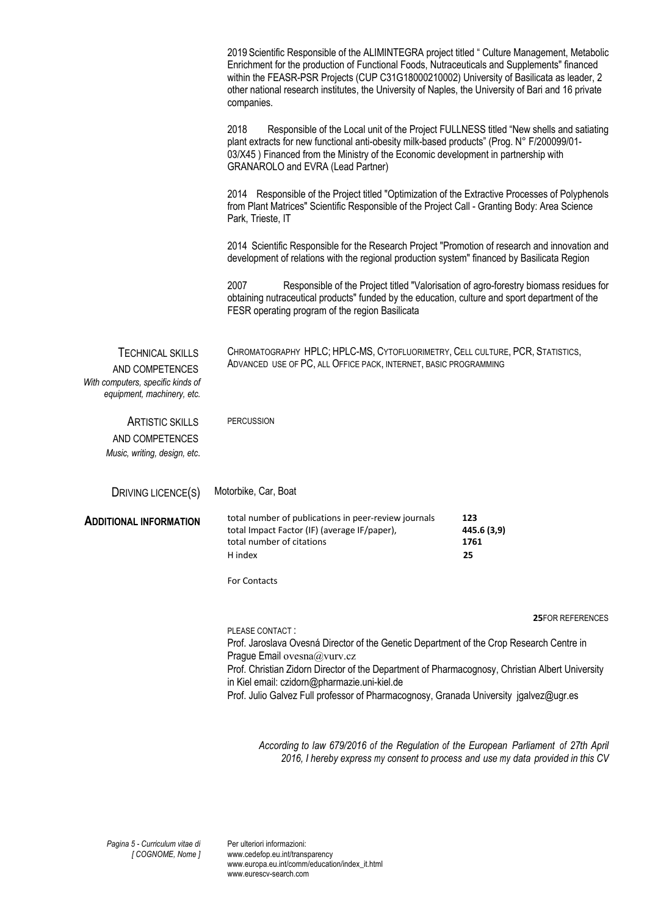2019 Scientific Responsible of the ALIMINTEGRA project titled " Culture Management, Metabolic Enrichment for the production of Functional Foods, Nutraceuticals and Supplements" financed within the FEASR-PSR Projects (CUP C31G18000210002) University of Basilicata as leader, 2 other national research institutes, the University of Naples, the University of Bari and 16 private companies.

2018 Responsible of the Local unit of the Project FULLNESS titled "New shells and satiating plant extracts for new functional anti-obesity milk-based products" (Prog. N° F/200099/01-03/X45 ) Financed from the Ministry of the Economic development in partnership with GRANAROLO and EVRA (Lead Partner)

2014 Responsible of the Project titled "Optimization of the Extractive Processes of Polyphenols from Plant Matrices" Scientific Responsible of the Project Call - Granting Body: Area Science Park, Trieste, IT

2014 Scientific Responsible for the Research Project "Promotion of research and innovation and development of relations with the regional production system" financed by Basilicata Region

2007 Responsible of the Project titled "Valorisation of agro-forestry biomass residues for obtaining nutraceutical products" funded by the education, culture and sport department of the FESR operating program of the region Basilicata

**TECHNICAL SKILLS AND COMPETENCES**
*With computers, specific kinds of equipment, machinery, etc.*

CHROMATOGRAPHY HPLC; HPLC-MS, CYTOFLUORIMETRY, CELL CULTURE, PCR, STATISTICS, ADVANCED USE OF PC, ALL OFFICE PACK, INTERNET, BASIC PROGRAMMING

**ARTISTIC SKILLS AND COMPETENCES**
*Music, writing, design, etc.*

PERCUSSION

**DRIVING LICENCE(S)**

Motorbike, Car, Boat

**ADDITIONAL INFORMATION**

| | |
|---|---|
| total number of publications in peer-review journals | **123** |
| total Impact Factor (IF) (average IF/paper), | **445.6 (3,9)** |
| total number of citations | **1761** |
| H index | **25** |

For Contacts

**25**FOR REFERENCES

PLEASE CONTACT :

Prof. Jaroslava Ovesná Director of the Genetic Department of the Crop Research Centre in Prague Email ovesna@vurv.cz

Prof. Christian Zidorn Director of the Department of Pharmacognosy, Christian Albert University in Kiel email: czidorn@pharmazie.uni-kiel.de

Prof. Julio Galvez Full professor of Pharmacognosy, Granada University jgalvez@ugr.es

*According to law 679/2016 of the Regulation of the European Parliament of 27th April 2016, I hereby express my consent to process and use my data provided in this CV*